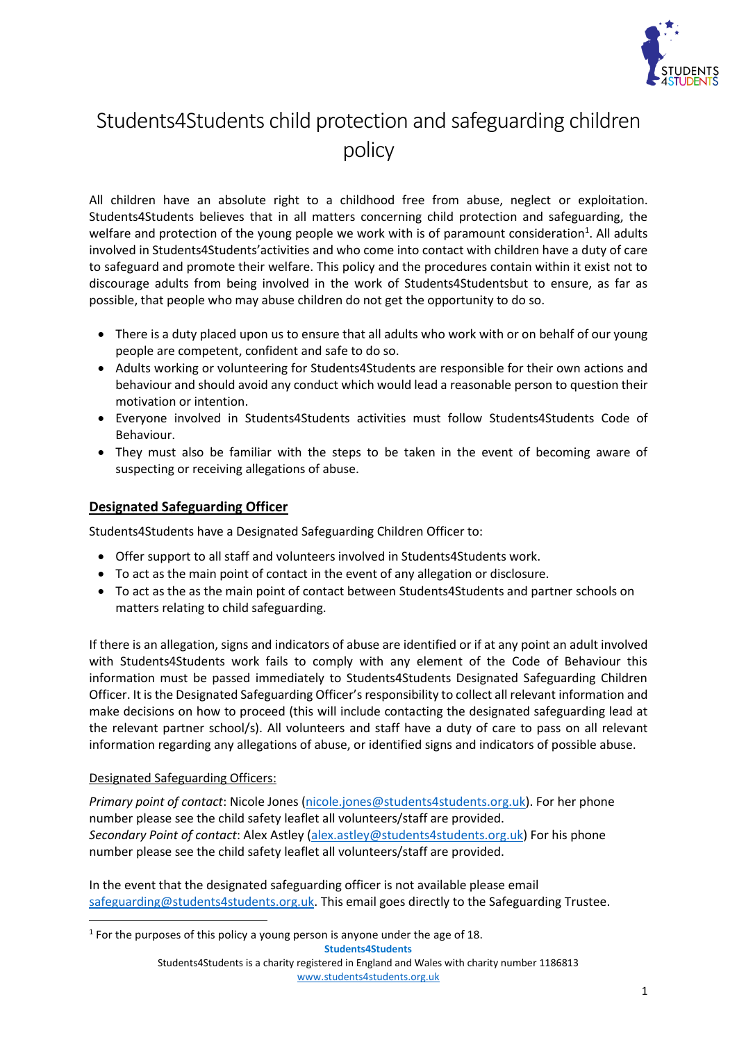# Students4Students child protection and safeguarding children policy

All children have an absolute right to a childhood free from abuse, neglect or exploitation. Students4Students believes that in all matters concerning child protection and safeguarding, the welfare and protection of the young people we work with is of paramount consideration[1]. All adults involved in Students4Students'activities and who come into contact with children have a duty of care to safeguard and promote their welfare. This policy and the procedures contain within it exist not to discourage adults from being involved in the work of Students4Studentsbut to ensure, as far as possible, that people who may abuse children do not get the opportunity to do so.

- There is a duty placed upon us to ensure that all adults who work with or on behalf of our young people are competent, confident and safe to do so.
- Adults working or volunteering for Students4Students are responsible for their own actions and behaviour and should avoid any conduct which would lead a reasonable person to question their motivation or intention.
- Everyone involved in Students4Students activities must follow Students4Students Code of Behaviour.
- They must also be familiar with the steps to be taken in the event of becoming aware of suspecting or receiving allegations of abuse.

## Designated Safeguarding Officer

Students4Students have a Designated Safeguarding Children Officer to:

- Offer support to all staff and volunteers involved in Students4Students work.
- To act as the main point of contact in the event of any allegation or disclosure.
- To act as the as the main point of contact between Students4Students and partner schools on matters relating to child safeguarding.

If there is an allegation, signs and indicators of abuse are identified or if at any point an adult involved with Students4Students work fails to comply with any element of the Code of Behaviour this information must be passed immediately to Students4Students Designated Safeguarding Children Officer. It is the Designated Safeguarding Officer's responsibility to collect all relevant information and make decisions on how to proceed (this will include contacting the designated safeguarding lead at the relevant partner school/s). All volunteers and staff have a duty of care to pass on all relevant information regarding any allegations of abuse, or identified signs and indicators of possible abuse.

Designated Safeguarding Officers:

*Primary point of contact*: Nicole Jones (nicole.jones@students4students.org.uk). For her phone number please see the child safety leaflet all volunteers/staff are provided.
*Secondary Point of contact*: Alex Astley (alex.astley@students4students.org.uk) For his phone number please see the child safety leaflet all volunteers/staff are provided.

In the event that the designated safeguarding officer is not available please email safeguarding@students4students.org.uk. This email goes directly to the Safeguarding Trustee.

[1] For the purposes of this policy a young person is anyone under the age of 18.

**Students4Students**
Students4Students is a charity registered in England and Wales with charity number 1186813
www.students4students.org.uk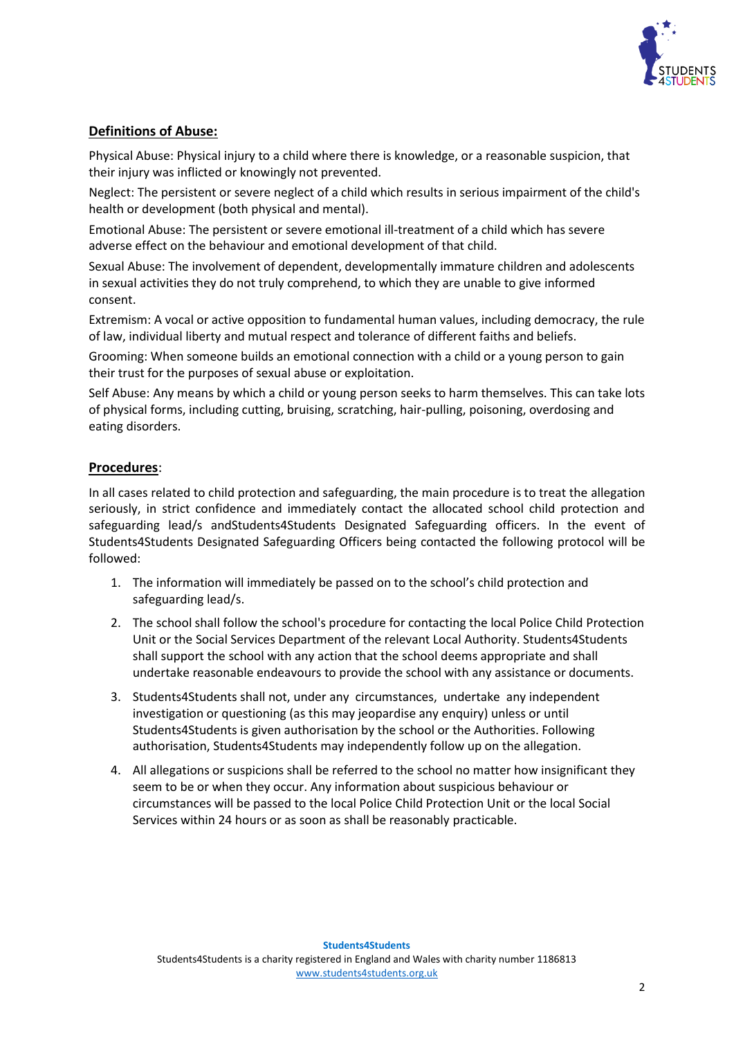## Definitions of Abuse:

Physical Abuse: Physical injury to a child where there is knowledge, or a reasonable suspicion, that their injury was inflicted or knowingly not prevented.

Neglect: The persistent or severe neglect of a child which results in serious impairment of the child's health or development (both physical and mental).

Emotional Abuse: The persistent or severe emotional ill-treatment of a child which has severe adverse effect on the behaviour and emotional development of that child.

Sexual Abuse: The involvement of dependent, developmentally immature children and adolescents in sexual activities they do not truly comprehend, to which they are unable to give informed consent.

Extremism: A vocal or active opposition to fundamental human values, including democracy, the rule of law, individual liberty and mutual respect and tolerance of different faiths and beliefs.

Grooming: When someone builds an emotional connection with a child or a young person to gain their trust for the purposes of sexual abuse or exploitation.

Self Abuse: Any means by which a child or young person seeks to harm themselves. This can take lots of physical forms, including cutting, bruising, scratching, hair-pulling, poisoning, overdosing and eating disorders.

## Procedures:

In all cases related to child protection and safeguarding, the main procedure is to treat the allegation seriously, in strict confidence and immediately contact the allocated school child protection and safeguarding lead/s andStudents4Students Designated Safeguarding officers. In the event of Students4Students Designated Safeguarding Officers being contacted the following protocol will be followed:

1. The information will immediately be passed on to the school's child protection and safeguarding lead/s.
2. The school shall follow the school's procedure for contacting the local Police Child Protection Unit or the Social Services Department of the relevant Local Authority. Students4Students shall support the school with any action that the school deems appropriate and shall undertake reasonable endeavours to provide the school with any assistance or documents.
3. Students4Students shall not, under any circumstances, undertake any independent investigation or questioning (as this may jeopardise any enquiry) unless or until Students4Students is given authorisation by the school or the Authorities. Following authorisation, Students4Students may independently follow up on the allegation.
4. All allegations or suspicions shall be referred to the school no matter how insignificant they seem to be or when they occur. Any information about suspicious behaviour or circumstances will be passed to the local Police Child Protection Unit or the local Social Services within 24 hours or as soon as shall be reasonably practicable.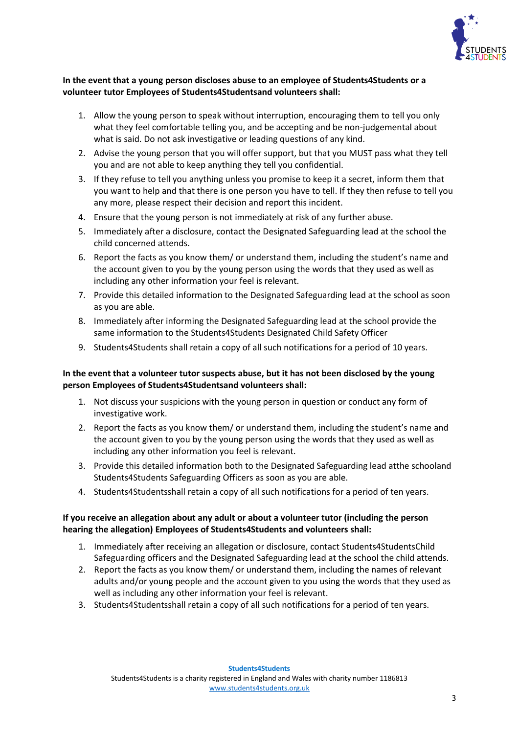**In the event that a young person discloses abuse to an employee of Students4Students or a volunteer tutor Employees of Students4Studentsand volunteers shall:**

1. Allow the young person to speak without interruption, encouraging them to tell you only what they feel comfortable telling you, and be accepting and be non-judgemental about what is said. Do not ask investigative or leading questions of any kind.
2. Advise the young person that you will offer support, but that you MUST pass what they tell you and are not able to keep anything they tell you confidential.
3. If they refuse to tell you anything unless you promise to keep it a secret, inform them that you want to help and that there is one person you have to tell. If they then refuse to tell you any more, please respect their decision and report this incident.
4. Ensure that the young person is not immediately at risk of any further abuse.
5. Immediately after a disclosure, contact the Designated Safeguarding lead at the school the child concerned attends.
6. Report the facts as you know them/ or understand them, including the student's name and the account given to you by the young person using the words that they used as well as including any other information your feel is relevant.
7. Provide this detailed information to the Designated Safeguarding lead at the school as soon as you are able.
8. Immediately after informing the Designated Safeguarding lead at the school provide the same information to the Students4Students Designated Child Safety Officer
9. Students4Students shall retain a copy of all such notifications for a period of 10 years.

**In the event that a volunteer tutor suspects abuse, but it has not been disclosed by the young person Employees of Students4Studentsand volunteers shall:**

1. Not discuss your suspicions with the young person in question or conduct any form of investigative work.
2. Report the facts as you know them/ or understand them, including the student's name and the account given to you by the young person using the words that they used as well as including any other information you feel is relevant.
3. Provide this detailed information both to the Designated Safeguarding lead atthe schooland Students4Students Safeguarding Officers as soon as you are able.
4. Students4Studentsshall retain a copy of all such notifications for a period of ten years.

**If you receive an allegation about any adult or about a volunteer tutor (including the person hearing the allegation) Employees of Students4Students and volunteers shall:**

1. Immediately after receiving an allegation or disclosure, contact Students4StudentsChild Safeguarding officers and the Designated Safeguarding lead at the school the child attends.
2. Report the facts as you know them/ or understand them, including the names of relevant adults and/or young people and the account given to you using the words that they used as well as including any other information your feel is relevant.
3. Students4Studentsshall retain a copy of all such notifications for a period of ten years.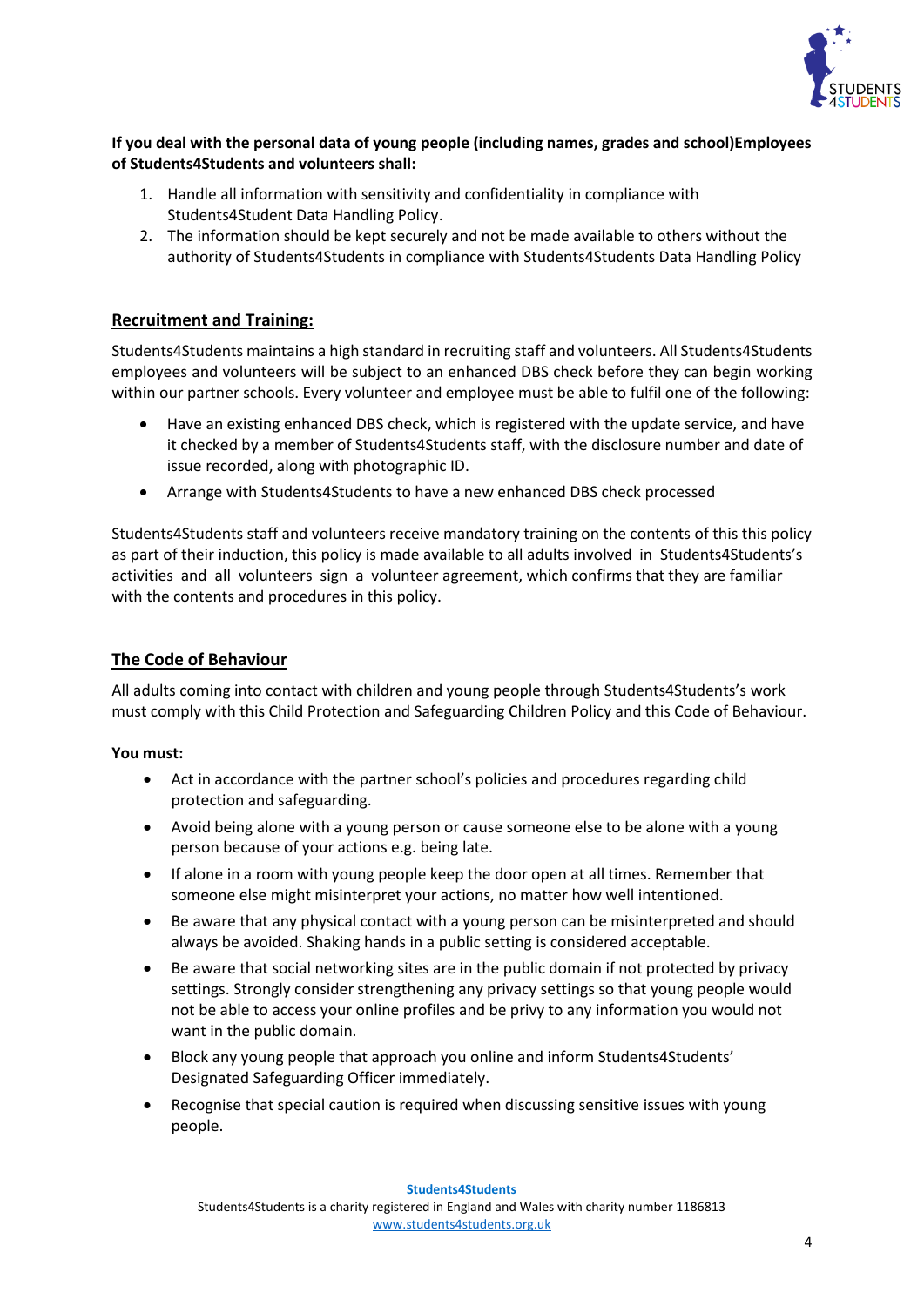**If you deal with the personal data of young people (including names, grades and school)Employees of Students4Students and volunteers shall:**

1. Handle all information with sensitivity and confidentiality in compliance with Students4Student Data Handling Policy.
2. The information should be kept securely and not be made available to others without the authority of Students4Students in compliance with Students4Students Data Handling Policy

## Recruitment and Training:

Students4Students maintains a high standard in recruiting staff and volunteers. All Students4Students employees and volunteers will be subject to an enhanced DBS check before they can begin working within our partner schools. Every volunteer and employee must be able to fulfil one of the following:

- Have an existing enhanced DBS check, which is registered with the update service, and have it checked by a member of Students4Students staff, with the disclosure number and date of issue recorded, along with photographic ID.
- Arrange with Students4Students to have a new enhanced DBS check processed

Students4Students staff and volunteers receive mandatory training on the contents of this this policy as part of their induction, this policy is made available to all adults involved in Students4Students's activities and all volunteers sign a volunteer agreement, which confirms that they are familiar with the contents and procedures in this policy.

## The Code of Behaviour

All adults coming into contact with children and young people through Students4Students's work must comply with this Child Protection and Safeguarding Children Policy and this Code of Behaviour.

**You must:**

- Act in accordance with the partner school's policies and procedures regarding child protection and safeguarding.
- Avoid being alone with a young person or cause someone else to be alone with a young person because of your actions e.g. being late.
- If alone in a room with young people keep the door open at all times. Remember that someone else might misinterpret your actions, no matter how well intentioned.
- Be aware that any physical contact with a young person can be misinterpreted and should always be avoided. Shaking hands in a public setting is considered acceptable.
- Be aware that social networking sites are in the public domain if not protected by privacy settings. Strongly consider strengthening any privacy settings so that young people would not be able to access your online profiles and be privy to any information you would not want in the public domain.
- Block any young people that approach you online and inform Students4Students' Designated Safeguarding Officer immediately.
- Recognise that special caution is required when discussing sensitive issues with young people.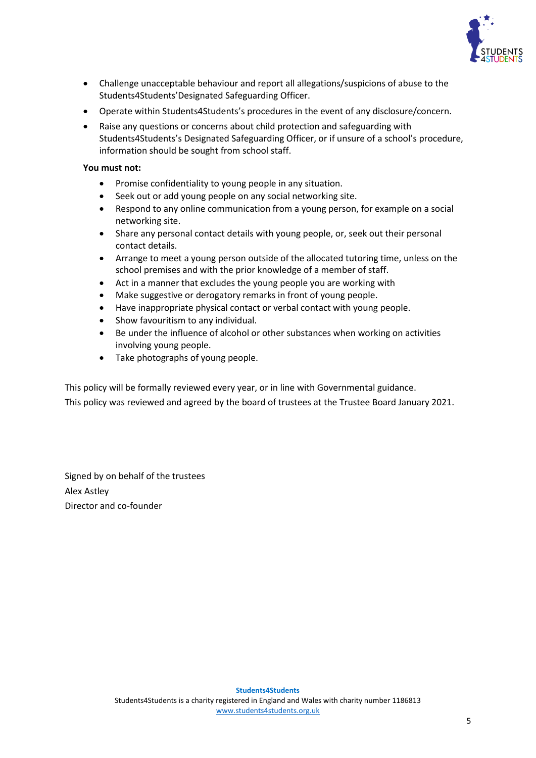- Challenge unacceptable behaviour and report all allegations/suspicions of abuse to the Students4Students'Designated Safeguarding Officer.
- Operate within Students4Students's procedures in the event of any disclosure/concern.
- Raise any questions or concerns about child protection and safeguarding with Students4Students's Designated Safeguarding Officer, or if unsure of a school's procedure, information should be sought from school staff.

**You must not:**

- Promise confidentiality to young people in any situation.
- Seek out or add young people on any social networking site.
- Respond to any online communication from a young person, for example on a social networking site.
- Share any personal contact details with young people, or, seek out their personal contact details.
- Arrange to meet a young person outside of the allocated tutoring time, unless on the school premises and with the prior knowledge of a member of staff.
- Act in a manner that excludes the young people you are working with
- Make suggestive or derogatory remarks in front of young people.
- Have inappropriate physical contact or verbal contact with young people.
- Show favouritism to any individual.
- Be under the influence of alcohol or other substances when working on activities involving young people.
- Take photographs of young people.

This policy will be formally reviewed every year, or in line with Governmental guidance.

This policy was reviewed and agreed by the board of trustees at the Trustee Board January 2021.

Signed by on behalf of the trustees

Alex Astley

Director and co-founder

**Students4Students**

Students4Students is a charity registered in England and Wales with charity number 1186813

www.students4students.org.uk